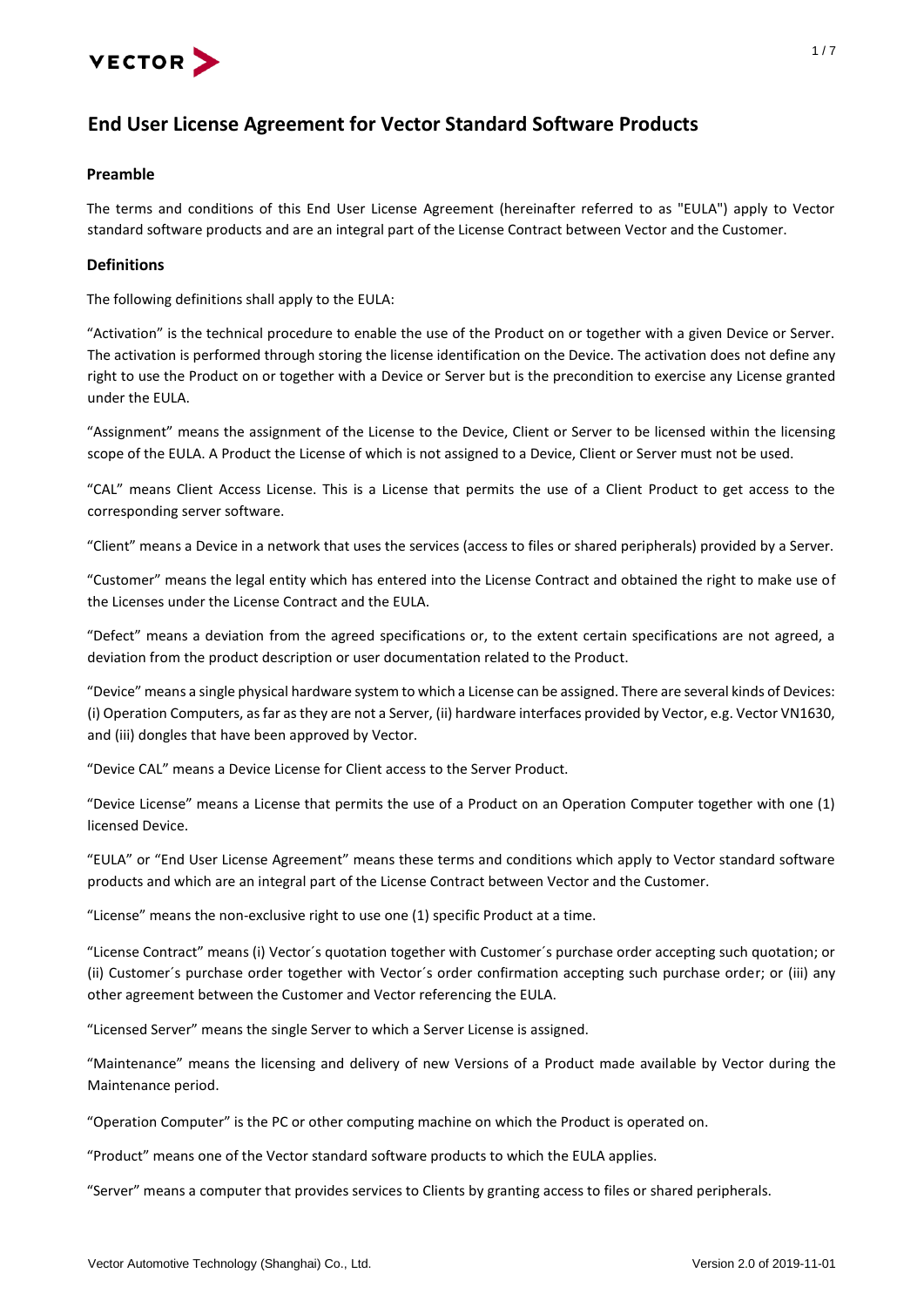# End User License Agreement for Vector Standard Software Products

## Preamble

The terms and conditions of this End User License Agreement (hereinafter referred to as "EULA") apply to Vector standard software products and are an integral part of the License Contract between Vector and the Customer.

## Definitions

The following definitions shall apply to the EULA:

"Activation" is the technical procedure to enable the use of the Product on or together with a given Device or Server. The activation is performed through storing the license identification on the Device. The activation does not define any right to use the Product on or together with a Device or Server but is the precondition to exercise any License granted under the EULA.

"Assignment" means the assignment of the License to the Device, Client or Server to be licensed within the licensing scope of the EULA. A Product the License of which is not assigned to a Device, Client or Server must not be used.

"CAL" means Client Access License. This is a License that permits the use of a Client Product to get access to the corresponding server software.

"Client" means a Device in a network that uses the services (access to files or shared peripherals) provided by a Server.

"Customer" means the legal entity which has entered into the License Contract and obtained the right to make use of the Licenses under the License Contract and the EULA.

"Defect" means a deviation from the agreed specifications or, to the extent certain specifications are not agreed, a deviation from the product description or user documentation related to the Product.

"Device" means a single physical hardware system to which a License can be assigned. There are several kinds of Devices: (i) Operation Computers, as far as they are not a Server, (ii) hardware interfaces provided by Vector, e.g. Vector VN1630, and (iii) dongles that have been approved by Vector.

"Device CAL" means a Device License for Client access to the Server Product.

"Device License" means a License that permits the use of a Product on an Operation Computer together with one (1) licensed Device.

"EULA" or "End User License Agreement" means these terms and conditions which apply to Vector standard software products and which are an integral part of the License Contract between Vector and the Customer.

"License" means the non-exclusive right to use one (1) specific Product at a time.

"License Contract" means (i) Vector´s quotation together with Customer´s purchase order accepting such quotation; or (ii) Customer´s purchase order together with Vector´s order confirmation accepting such purchase order; or (iii) any other agreement between the Customer and Vector referencing the EULA.

"Licensed Server" means the single Server to which a Server License is assigned.

"Maintenance" means the licensing and delivery of new Versions of a Product made available by Vector during the Maintenance period.

"Operation Computer" is the PC or other computing machine on which the Product is operated on.

"Product" means one of the Vector standard software products to which the EULA applies.

"Server" means a computer that provides services to Clients by granting access to files or shared peripherals.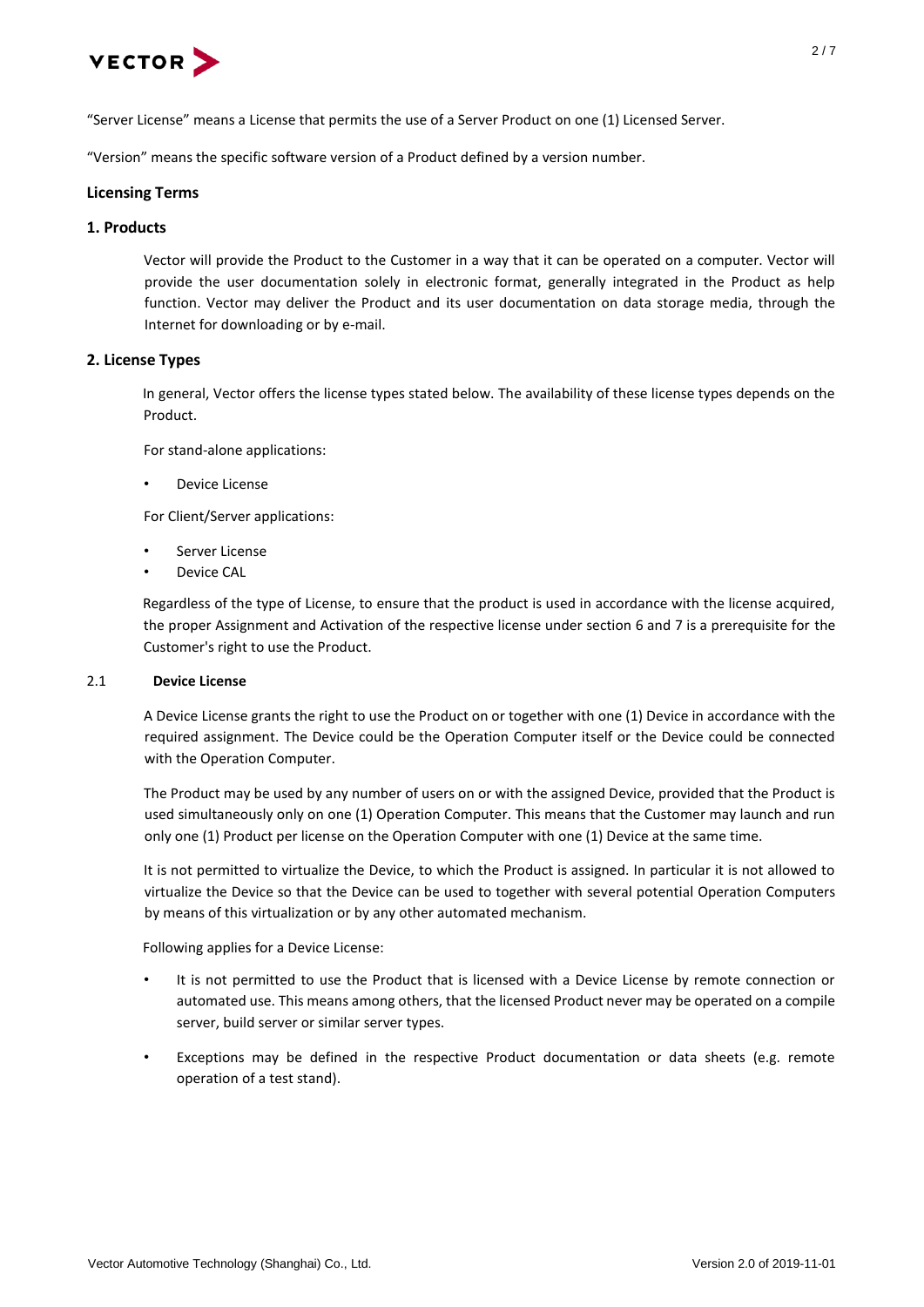"Server License" means a License that permits the use of a Server Product on one (1) Licensed Server.

"Version" means the specific software version of a Product defined by a version number.

## Licensing Terms

### 1. Products

Vector will provide the Product to the Customer in a way that it can be operated on a computer. Vector will provide the user documentation solely in electronic format, generally integrated in the Product as help function. Vector may deliver the Product and its user documentation on data storage media, through the Internet for downloading or by e-mail.

### 2. License Types

In general, Vector offers the license types stated below. The availability of these license types depends on the Product.

For stand-alone applications:

- Device License

For Client/Server applications:

- Server License
- Device CAL

Regardless of the type of License, to ensure that the product is used in accordance with the license acquired, the proper Assignment and Activation of the respective license under section 6 and 7 is a prerequisite for the Customer's right to use the Product.

#### 2.1 Device License

A Device License grants the right to use the Product on or together with one (1) Device in accordance with the required assignment. The Device could be the Operation Computer itself or the Device could be connected with the Operation Computer.

The Product may be used by any number of users on or with the assigned Device, provided that the Product is used simultaneously only on one (1) Operation Computer. This means that the Customer may launch and run only one (1) Product per license on the Operation Computer with one (1) Device at the same time.

It is not permitted to virtualize the Device, to which the Product is assigned. In particular it is not allowed to virtualize the Device so that the Device can be used to together with several potential Operation Computers by means of this virtualization or by any other automated mechanism.

Following applies for a Device License:

- It is not permitted to use the Product that is licensed with a Device License by remote connection or automated use. This means among others, that the licensed Product never may be operated on a compile server, build server or similar server types.
- Exceptions may be defined in the respective Product documentation or data sheets (e.g. remote operation of a test stand).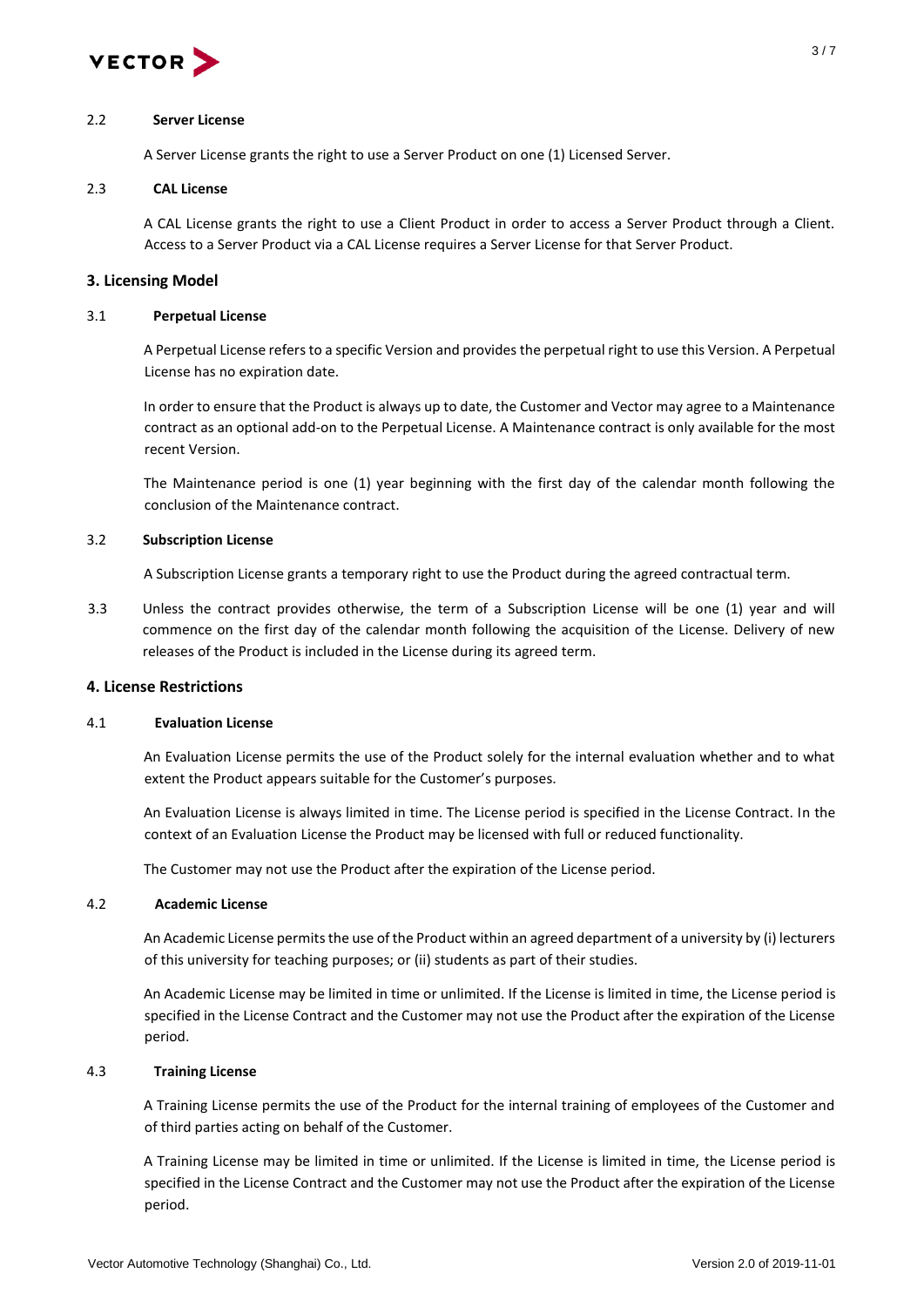### 2.2 Server License

A Server License grants the right to use a Server Product on one (1) Licensed Server.

### 2.3 CAL License

A CAL License grants the right to use a Client Product in order to access a Server Product through a Client. Access to a Server Product via a CAL License requires a Server License for that Server Product.

## 3. Licensing Model

### 3.1 Perpetual License

A Perpetual License refers to a specific Version and provides the perpetual right to use this Version. A Perpetual License has no expiration date.

In order to ensure that the Product is always up to date, the Customer and Vector may agree to a Maintenance contract as an optional add-on to the Perpetual License. A Maintenance contract is only available for the most recent Version.

The Maintenance period is one (1) year beginning with the first day of the calendar month following the conclusion of the Maintenance contract.

### 3.2 Subscription License

A Subscription License grants a temporary right to use the Product during the agreed contractual term.

3.3 Unless the contract provides otherwise, the term of a Subscription License will be one (1) year and will commence on the first day of the calendar month following the acquisition of the License. Delivery of new releases of the Product is included in the License during its agreed term.

## 4. License Restrictions

### 4.1 Evaluation License

An Evaluation License permits the use of the Product solely for the internal evaluation whether and to what extent the Product appears suitable for the Customer's purposes.

An Evaluation License is always limited in time. The License period is specified in the License Contract. In the context of an Evaluation License the Product may be licensed with full or reduced functionality.

The Customer may not use the Product after the expiration of the License period.

### 4.2 Academic License

An Academic License permits the use of the Product within an agreed department of a university by (i) lecturers of this university for teaching purposes; or (ii) students as part of their studies.

An Academic License may be limited in time or unlimited. If the License is limited in time, the License period is specified in the License Contract and the Customer may not use the Product after the expiration of the License period.

### 4.3 Training License

A Training License permits the use of the Product for the internal training of employees of the Customer and of third parties acting on behalf of the Customer.

A Training License may be limited in time or unlimited. If the License is limited in time, the License period is specified in the License Contract and the Customer may not use the Product after the expiration of the License period.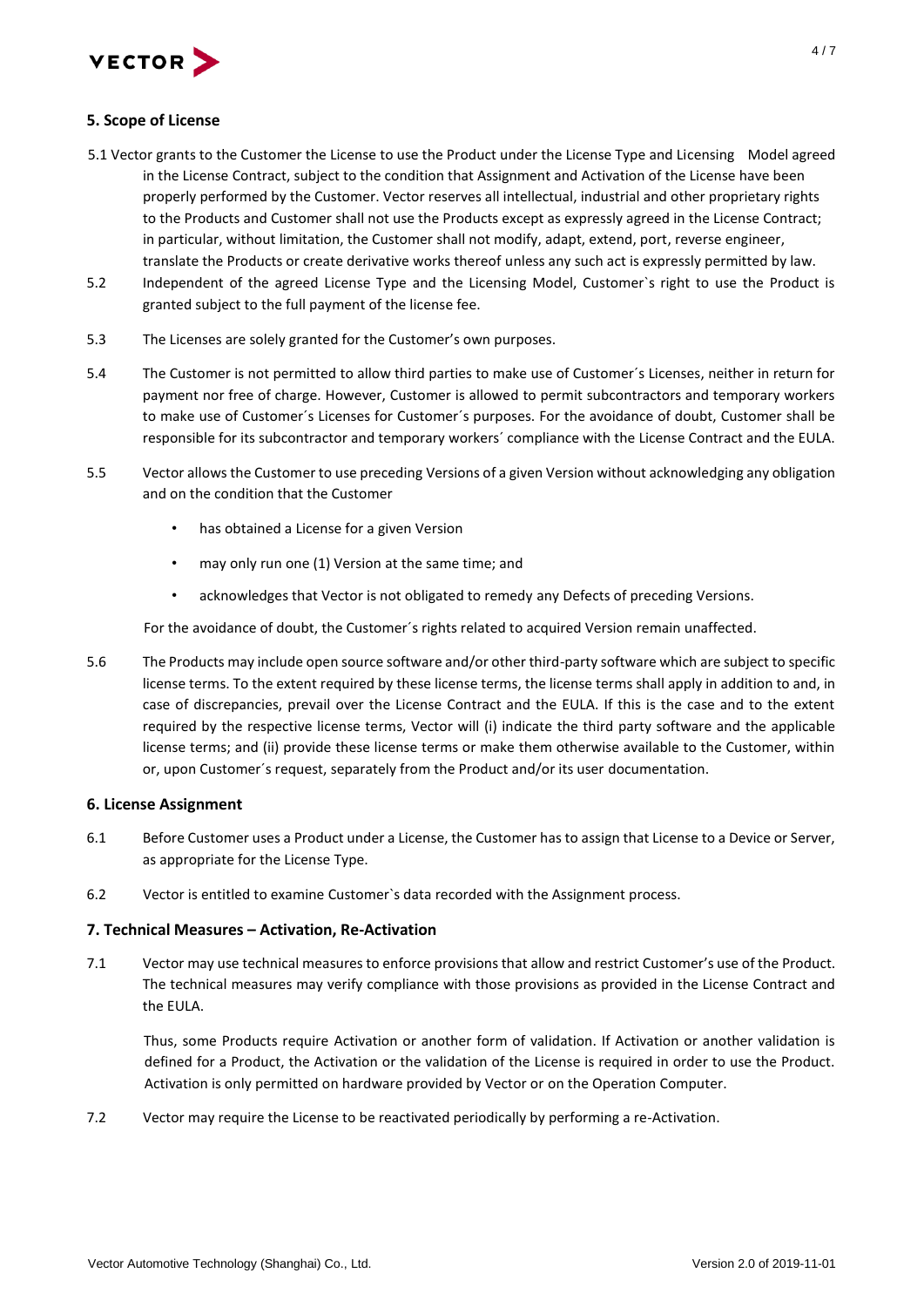## 5. Scope of License

5.1 Vector grants to the Customer the License to use the Product under the License Type and Licensing Model agreed in the License Contract, subject to the condition that Assignment and Activation of the License have been properly performed by the Customer. Vector reserves all intellectual, industrial and other proprietary rights to the Products and Customer shall not use the Products except as expressly agreed in the License Contract; in particular, without limitation, the Customer shall not modify, adapt, extend, port, reverse engineer, translate the Products or create derivative works thereof unless any such act is expressly permitted by law.

5.2 Independent of the agreed License Type and the Licensing Model, Customer`s right to use the Product is granted subject to the full payment of the license fee.

5.3 The Licenses are solely granted for the Customer's own purposes.

5.4 The Customer is not permitted to allow third parties to make use of Customer´s Licenses, neither in return for payment nor free of charge. However, Customer is allowed to permit subcontractors and temporary workers to make use of Customer´s Licenses for Customer´s purposes. For the avoidance of doubt, Customer shall be responsible for its subcontractor and temporary workers´ compliance with the License Contract and the EULA.

5.5 Vector allows the Customer to use preceding Versions of a given Version without acknowledging any obligation and on the condition that the Customer

- has obtained a License for a given Version
- may only run one (1) Version at the same time; and
- acknowledges that Vector is not obligated to remedy any Defects of preceding Versions.

For the avoidance of doubt, the Customer´s rights related to acquired Version remain unaffected.

5.6 The Products may include open source software and/or other third-party software which are subject to specific license terms. To the extent required by these license terms, the license terms shall apply in addition to and, in case of discrepancies, prevail over the License Contract and the EULA. If this is the case and to the extent required by the respective license terms, Vector will (i) indicate the third party software and the applicable license terms; and (ii) provide these license terms or make them otherwise available to the Customer, within or, upon Customer´s request, separately from the Product and/or its user documentation.

## 6. License Assignment

6.1 Before Customer uses a Product under a License, the Customer has to assign that License to a Device or Server, as appropriate for the License Type.

6.2 Vector is entitled to examine Customer`s data recorded with the Assignment process.

## 7. Technical Measures – Activation, Re-Activation

7.1 Vector may use technical measures to enforce provisions that allow and restrict Customer's use of the Product. The technical measures may verify compliance with those provisions as provided in the License Contract and the EULA.

Thus, some Products require Activation or another form of validation. If Activation or another validation is defined for a Product, the Activation or the validation of the License is required in order to use the Product. Activation is only permitted on hardware provided by Vector or on the Operation Computer.

7.2 Vector may require the License to be reactivated periodically by performing a re-Activation.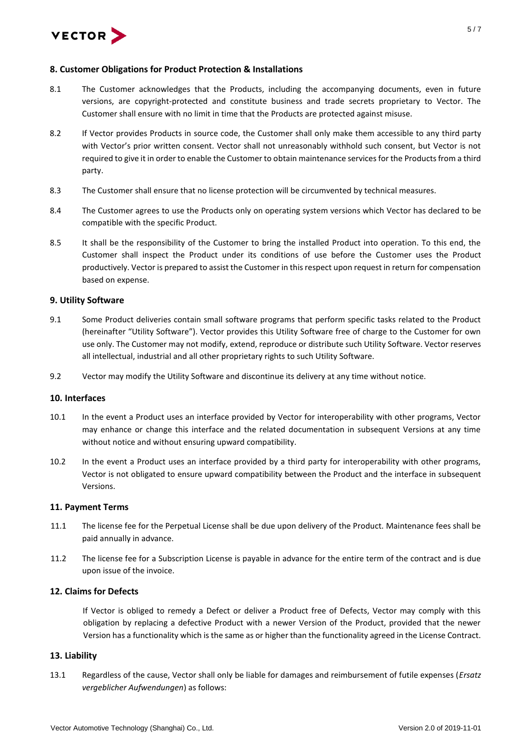## 8. Customer Obligations for Product Protection & Installations

8.1 The Customer acknowledges that the Products, including the accompanying documents, even in future versions, are copyright-protected and constitute business and trade secrets proprietary to Vector. The Customer shall ensure with no limit in time that the Products are protected against misuse.

8.2 If Vector provides Products in source code, the Customer shall only make them accessible to any third party with Vector's prior written consent. Vector shall not unreasonably withhold such consent, but Vector is not required to give it in order to enable the Customer to obtain maintenance services for the Products from a third party.

8.3 The Customer shall ensure that no license protection will be circumvented by technical measures.

8.4 The Customer agrees to use the Products only on operating system versions which Vector has declared to be compatible with the specific Product.

8.5 It shall be the responsibility of the Customer to bring the installed Product into operation. To this end, the Customer shall inspect the Product under its conditions of use before the Customer uses the Product productively. Vector is prepared to assist the Customer in this respect upon request in return for compensation based on expense.

## 9. Utility Software

9.1 Some Product deliveries contain small software programs that perform specific tasks related to the Product (hereinafter "Utility Software"). Vector provides this Utility Software free of charge to the Customer for own use only. The Customer may not modify, extend, reproduce or distribute such Utility Software. Vector reserves all intellectual, industrial and all other proprietary rights to such Utility Software.

9.2 Vector may modify the Utility Software and discontinue its delivery at any time without notice.

## 10. Interfaces

10.1 In the event a Product uses an interface provided by Vector for interoperability with other programs, Vector may enhance or change this interface and the related documentation in subsequent Versions at any time without notice and without ensuring upward compatibility.

10.2 In the event a Product uses an interface provided by a third party for interoperability with other programs, Vector is not obligated to ensure upward compatibility between the Product and the interface in subsequent Versions.

## 11. Payment Terms

11.1 The license fee for the Perpetual License shall be due upon delivery of the Product. Maintenance fees shall be paid annually in advance.

11.2 The license fee for a Subscription License is payable in advance for the entire term of the contract and is due upon issue of the invoice.

## 12. Claims for Defects

If Vector is obliged to remedy a Defect or deliver a Product free of Defects, Vector may comply with this obligation by replacing a defective Product with a newer Version of the Product, provided that the newer Version has a functionality which is the same as or higher than the functionality agreed in the License Contract.

## 13. Liability

13.1 Regardless of the cause, Vector shall only be liable for damages and reimbursement of futile expenses (*Ersatz vergeblicher Aufwendungen*) as follows: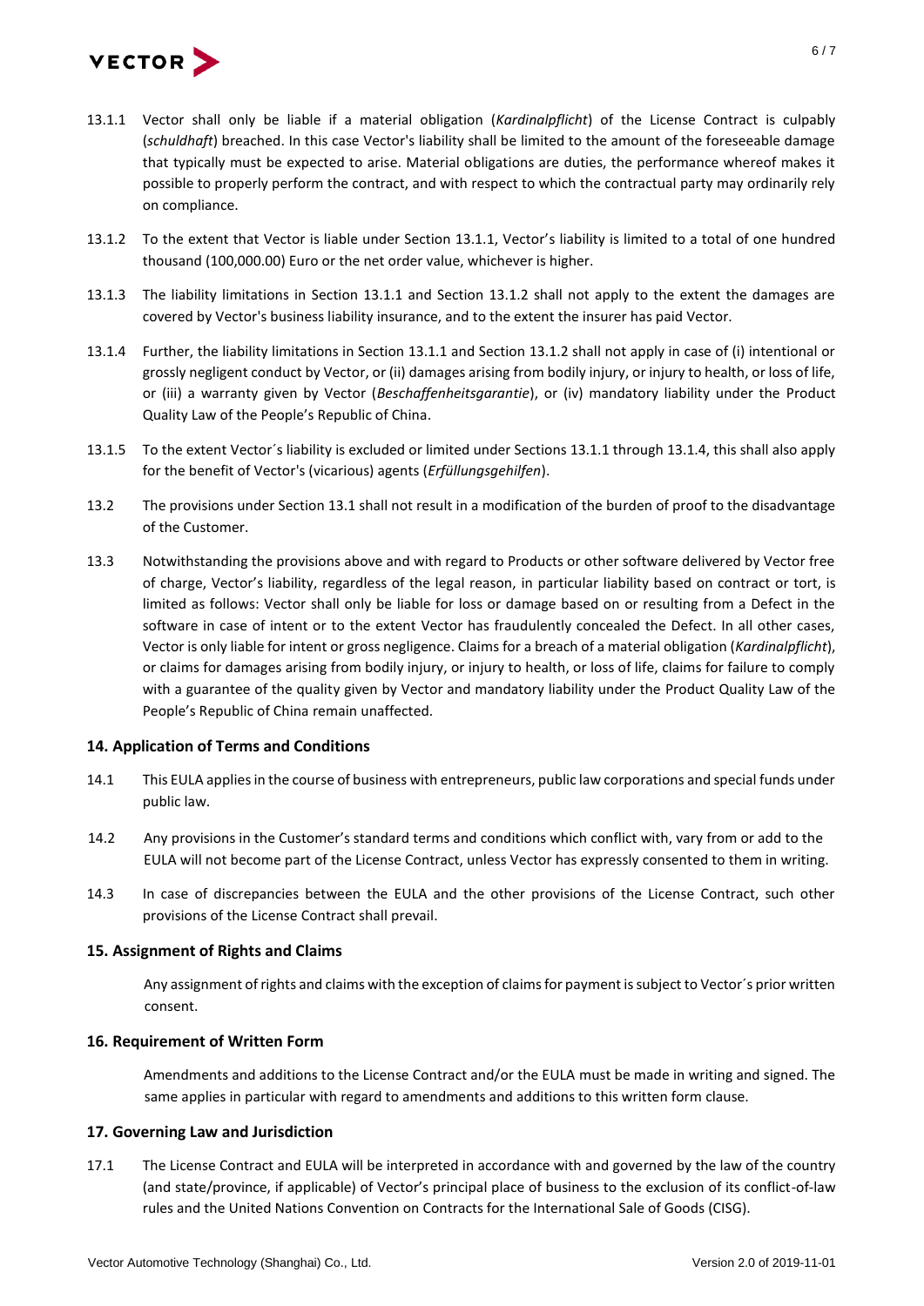13.1.1 Vector shall only be liable if a material obligation (*Kardinalpflicht*) of the License Contract is culpably (*schuldhaft*) breached. In this case Vector's liability shall be limited to the amount of the foreseeable damage that typically must be expected to arise. Material obligations are duties, the performance whereof makes it possible to properly perform the contract, and with respect to which the contractual party may ordinarily rely on compliance.

13.1.2 To the extent that Vector is liable under Section 13.1.1, Vector's liability is limited to a total of one hundred thousand (100,000.00) Euro or the net order value, whichever is higher.

13.1.3 The liability limitations in Section 13.1.1 and Section 13.1.2 shall not apply to the extent the damages are covered by Vector's business liability insurance, and to the extent the insurer has paid Vector.

13.1.4 Further, the liability limitations in Section 13.1.1 and Section 13.1.2 shall not apply in case of (i) intentional or grossly negligent conduct by Vector, or (ii) damages arising from bodily injury, or injury to health, or loss of life, or (iii) a warranty given by Vector (*Beschaffenheitsgarantie*), or (iv) mandatory liability under the Product Quality Law of the People's Republic of China.

13.1.5 To the extent Vector´s liability is excluded or limited under Sections 13.1.1 through 13.1.4, this shall also apply for the benefit of Vector's (vicarious) agents (*Erfüllungsgehilfen*).

13.2 The provisions under Section 13.1 shall not result in a modification of the burden of proof to the disadvantage of the Customer.

13.3 Notwithstanding the provisions above and with regard to Products or other software delivered by Vector free of charge, Vector's liability, regardless of the legal reason, in particular liability based on contract or tort, is limited as follows: Vector shall only be liable for loss or damage based on or resulting from a Defect in the software in case of intent or to the extent Vector has fraudulently concealed the Defect. In all other cases, Vector is only liable for intent or gross negligence. Claims for a breach of a material obligation (*Kardinalpflicht*), or claims for damages arising from bodily injury, or injury to health, or loss of life, claims for failure to comply with a guarantee of the quality given by Vector and mandatory liability under the Product Quality Law of the People's Republic of China remain unaffected.

## 14. Application of Terms and Conditions

14.1 This EULA applies in the course of business with entrepreneurs, public law corporations and special funds under public law.

14.2 Any provisions in the Customer's standard terms and conditions which conflict with, vary from or add to the EULA will not become part of the License Contract, unless Vector has expressly consented to them in writing.

14.3 In case of discrepancies between the EULA and the other provisions of the License Contract, such other provisions of the License Contract shall prevail.

## 15. Assignment of Rights and Claims

Any assignment of rights and claims with the exception of claims for payment is subject to Vector´s prior written consent.

## 16. Requirement of Written Form

Amendments and additions to the License Contract and/or the EULA must be made in writing and signed. The same applies in particular with regard to amendments and additions to this written form clause.

## 17. Governing Law and Jurisdiction

17.1 The License Contract and EULA will be interpreted in accordance with and governed by the law of the country (and state/province, if applicable) of Vector's principal place of business to the exclusion of its conflict-of-law rules and the United Nations Convention on Contracts for the International Sale of Goods (CISG).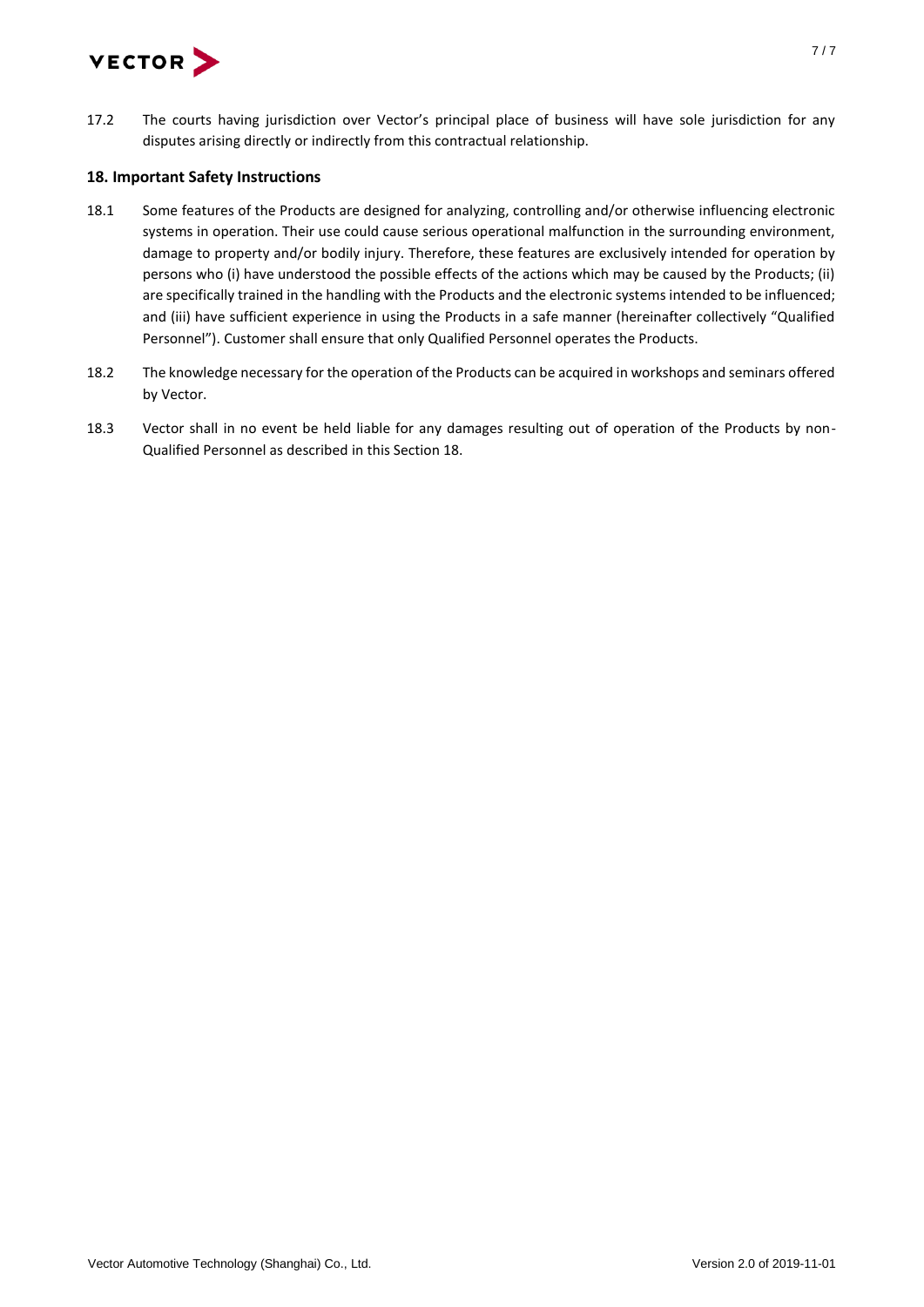17.2 The courts having jurisdiction over Vector's principal place of business will have sole jurisdiction for any disputes arising directly or indirectly from this contractual relationship.

## 18. Important Safety Instructions

18.1 Some features of the Products are designed for analyzing, controlling and/or otherwise influencing electronic systems in operation. Their use could cause serious operational malfunction in the surrounding environment, damage to property and/or bodily injury. Therefore, these features are exclusively intended for operation by persons who (i) have understood the possible effects of the actions which may be caused by the Products; (ii) are specifically trained in the handling with the Products and the electronic systems intended to be influenced; and (iii) have sufficient experience in using the Products in a safe manner (hereinafter collectively "Qualified Personnel"). Customer shall ensure that only Qualified Personnel operates the Products.

18.2 The knowledge necessary for the operation of the Products can be acquired in workshops and seminars offered by Vector.

18.3 Vector shall in no event be held liable for any damages resulting out of operation of the Products by non-Qualified Personnel as described in this Section 18.